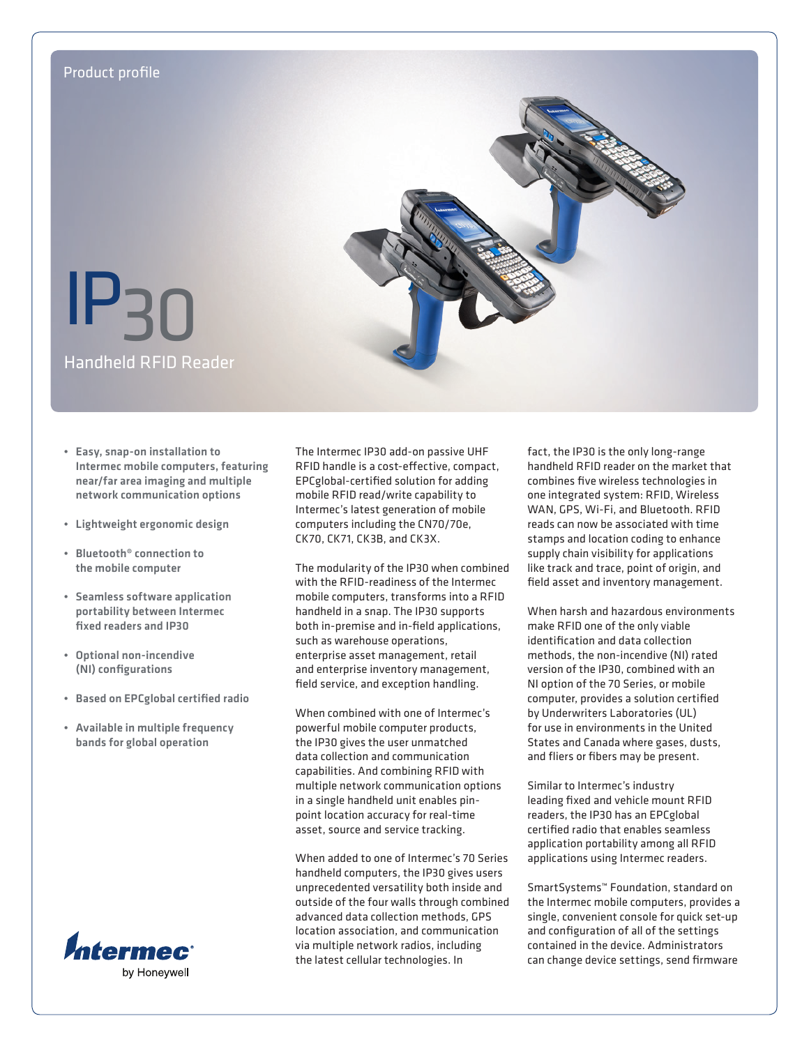Product profile

# IP30

## Handheld RFID Reader

- **Easy, snap-on installation to Intermec mobile computers, featuring near/far area imaging and multiple network communication options**
- **Lightweight ergonomic design**
- **Bluetooth® connection to the mobile computer**
- **Seamless software application portability between Intermec fixed readers and IP30**
- **Optional non-incendive (NI) configurations**
- **Based on EPCglobal certified radio**
- **Available in multiple frequency bands for global operation**

The Intermec IP30 add-on passive UHF RFID handle is a cost-effective, compact, EPCglobal-certified solution for adding mobile RFID read/write capability to Intermec's latest generation of mobile computers including the CN70/70e, CK70, CK71, CK3B, and CK3X.

The modularity of the IP30 when combined with the RFID-readiness of the Intermec mobile computers, transforms into a RFID handheld in a snap. The IP30 supports both in-premise and in-field applications, such as warehouse operations, enterprise asset management, retail and enterprise inventory management, field service, and exception handling.

When combined with one of Intermec's powerful mobile computer products, the IP30 gives the user unmatched data collection and communication capabilities. And combining RFID with multiple network communication options in a single handheld unit enables pin-point location accuracy for real-time asset, source and service tracking.

When added to one of Intermec's 70 Series handheld computers, the IP30 gives users unprecedented versatility both inside and outside of the four walls through combined advanced data collection methods, GPS location association, and communication via multiple network radios, including the latest cellular technologies. In fact, the IP30 is the only long-range handheld RFID reader on the market that combines five wireless technologies in one integrated system: RFID, Wireless WAN, GPS, Wi-Fi, and Bluetooth. RFID reads can now be associated with time stamps and location coding to enhance supply chain visibility for applications like track and trace, point of origin, and field asset and inventory management.

When harsh and hazardous environments make RFID one of the only viable identification and data collection methods, the non-incendive (NI) rated version of the IP30, combined with an NI option of the 70 Series, or mobile computer, provides a solution certified by Underwriters Laboratories (UL) for use in environments in the United States and Canada where gases, dusts, and fliers or fibers may be present.

Similar to Intermec's industry leading fixed and vehicle mount RFID readers, the IP30 has an EPCglobal certified radio that enables seamless application portability among all RFID applications using Intermec readers.

SmartSystems™ Foundation, standard on the Intermec mobile computers, provides a single, convenient console for quick set-up and configuration of all of the settings contained in the device. Administrators can change device settings, send firmware

Intermec by Honeywell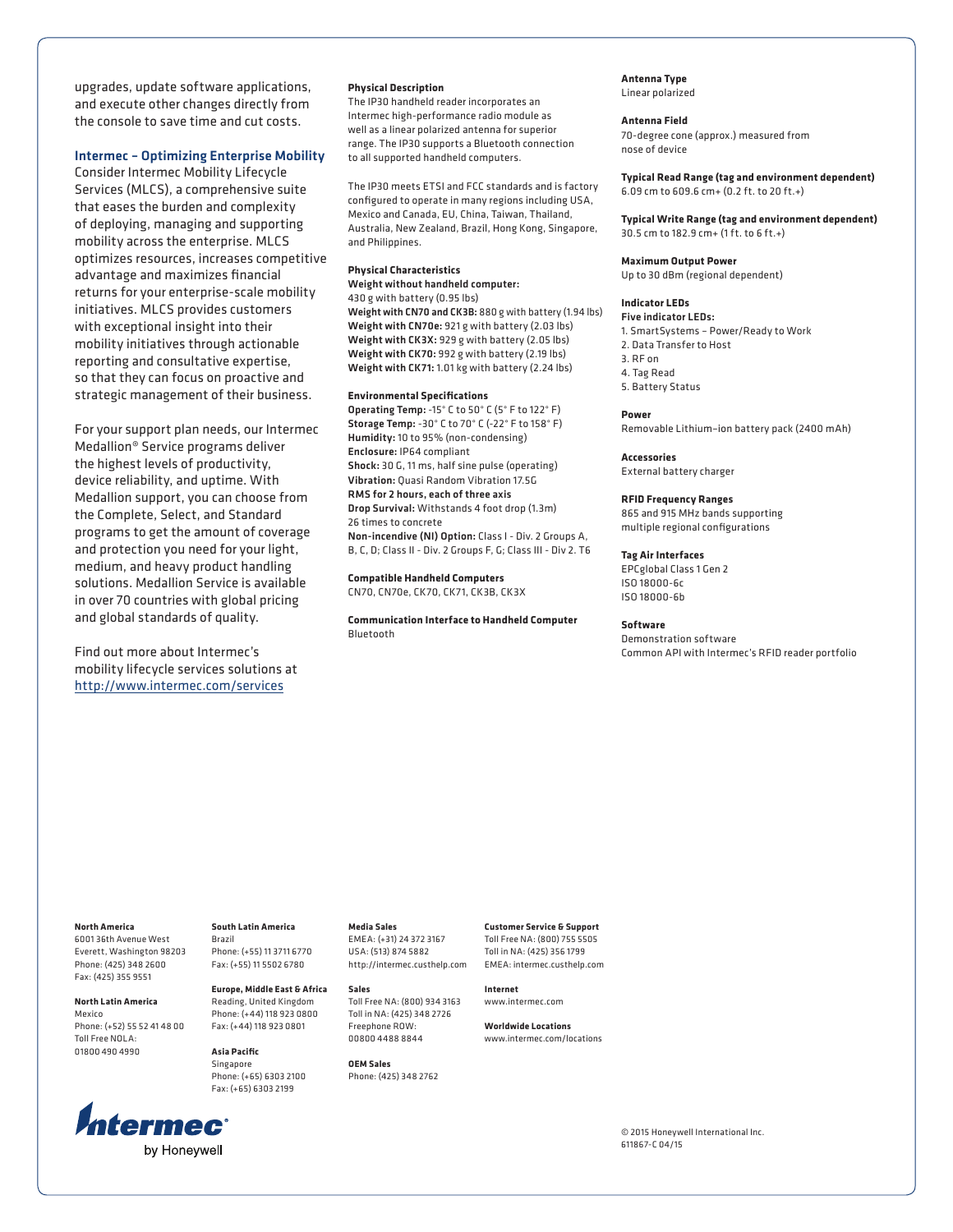upgrades, update software applications, and execute other changes directly from the console to save time and cut costs.

## Intermec – Optimizing Enterprise Mobility

Consider Intermec Mobility Lifecycle Services (MLCS), a comprehensive suite that eases the burden and complexity of deploying, managing and supporting mobility across the enterprise. MLCS optimizes resources, increases competitive advantage and maximizes financial returns for your enterprise-scale mobility initiatives. MLCS provides customers with exceptional insight into their mobility initiatives through actionable reporting and consultative expertise, so that they can focus on proactive and strategic management of their business.

For your support plan needs, our Intermec Medallion® Service programs deliver the highest levels of productivity, device reliability, and uptime. With Medallion support, you can choose from the Complete, Select, and Standard programs to get the amount of coverage and protection you need for your light, medium, and heavy product handling solutions. Medallion Service is available in over 70 countries with global pricing and global standards of quality.

Find out more about Intermec's mobility lifecycle services solutions at http://www.intermec.com/services

**Physical Description**
The IP30 handheld reader incorporates an Intermec high-performance radio module as well as a linear polarized antenna for superior range. The IP30 supports a Bluetooth connection to all supported handheld computers.

The IP30 meets ETSI and FCC standards and is factory configured to operate in many regions including USA, Mexico and Canada, EU, China, Taiwan, Thailand, Australia, New Zealand, Brazil, Hong Kong, Singapore, and Philippines.

**Physical Characteristics**
**Weight without handheld computer:**
430 g with battery (0.95 lbs)
**Weight with CN70 and CK3B:** 880 g with battery (1.94 lbs)
**Weight with CN70e:** 921 g with battery (2.03 lbs)
**Weight with CK3X:** 929 g with battery (2.05 lbs)
**Weight with CK70:** 992 g with battery (2.19 lbs)
**Weight with CK71:** 1.01 kg with battery (2.24 lbs)

**Environmental Specifications**
**Operating Temp:** -15° C to 50° C (5° F to 122° F)
**Storage Temp:** -30° C to 70° C (-22° F to 158° F)
**Humidity:** 10 to 95% (non-condensing)
**Enclosure:** IP64 compliant
**Shock:** 30 G, 11 ms, half sine pulse (operating)
**Vibration:** Quasi Random Vibration 17.5G
**RMS for 2 hours, each of three axis**
**Drop Survival:** Withstands 4 foot drop (1.3m) 26 times to concrete
**Non-incendive (NI) Option:** Class I - Div. 2 Groups A, B, C, D; Class II - Div. 2 Groups F, G; Class III - Div 2. T6

**Compatible Handheld Computers**
CN70, CN70e, CK70, CK71, CK3B, CK3X

**Communication Interface to Handheld Computer**
Bluetooth

**Antenna Type**
Linear polarized

**Antenna Field**
70-degree cone (approx.) measured from nose of device

**Typical Read Range (tag and environment dependent)**
6.09 cm to 609.6 cm+ (0.2 ft. to 20 ft.+)

**Typical Write Range (tag and environment dependent)**
30.5 cm to 182.9 cm+ (1 ft. to 6 ft.+)

**Maximum Output Power**
Up to 30 dBm (regional dependent)

**Indicator LEDs**
**Five indicator LEDs:**
1. SmartSystems – Power/Ready to Work
2. Data Transfer to Host
3. RF on
4. Tag Read
5. Battery Status

**Power**
Removable Lithium-ion battery pack (2400 mAh)

**Accessories**
External battery charger

**RFID Frequency Ranges**
865 and 915 MHz bands supporting multiple regional configurations

**Tag Air Interfaces**
EPCglobal Class 1 Gen 2
ISO 18000-6c
ISO 18000-6b

**Software**
Demonstration software
Common API with Intermec's RFID reader portfolio

**North America**
6001 36th Avenue West
Everett, Washington 98203
Phone: (425) 348 2600
Fax: (425) 355 9551

**North Latin America**
Mexico
Phone: (+52) 55 52 41 48 00
Toll Free NOLA:
01800 490 4990

**South Latin America**
Brazil
Phone: (+55) 11 3711 6770
Fax: (+55) 11 5502 6780

**Europe, Middle East & Africa**
Reading, United Kingdom
Phone: (+44) 118 923 0800
Fax: (+44) 118 923 0801

**Asia Pacific**
Singapore
Phone: (+65) 6303 2100
Fax: (+65) 6303 2199

**Media Sales**
EMEA: (+31) 24 372 3167
USA: (513) 874 5882
http://intermec.custhelp.com

**Sales**
Toll Free NA: (800) 934 3163
Toll in NA: (425) 348 2726
Freephone ROW:
00800 4488 8844

**OEM Sales**
Phone: (425) 348 2762

**Customer Service & Support**
Toll Free NA: (800) 755 5505
Toll in NA: (425) 356 1799
EMEA: intermec.custhelp.com

**Internet**
www.intermec.com

**Worldwide Locations**
www.intermec.com/locations

Intermec by Honeywell

© 2015 Honeywell International Inc.
611867-C 04/15